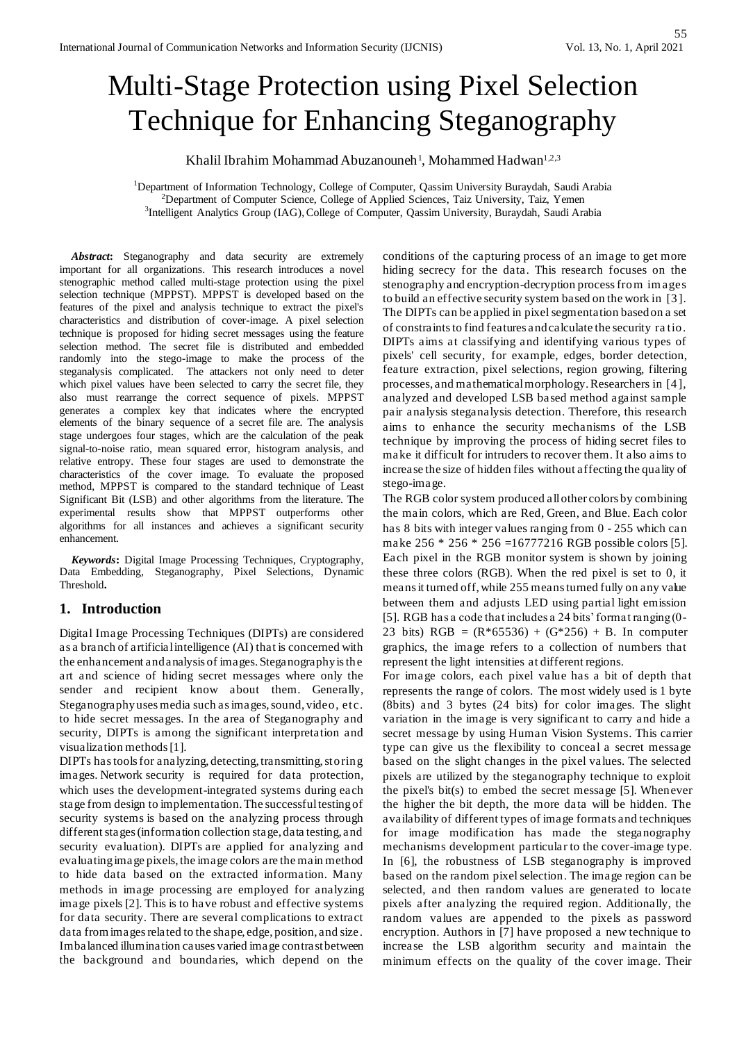# Multi-Stage Protection using Pixel Selection Technique for Enhancing Steganography

Khalil Ibrahim Mohammad Abuzanouneh[1], Mohammed Hadwan[1,2,3]

[1]Department of Information Technology, College of Computer, Qassim University Buraydah, Saudi Arabia
[2]Department of Computer Science, College of Applied Sciences, Taiz University, Taiz, Yemen
[3]Intelligent Analytics Group (IAG), College of Computer, Qassim University, Buraydah, Saudi Arabia

***Abstract*:** Steganography and data security are extremely important for all organizations. This research introduces a novel stenographic method called multi-stage protection using the pixel selection technique (MPPST). MPPST is developed based on the features of the pixel and analysis technique to extract the pixel's characteristics and distribution of cover-image. A pixel selection technique is proposed for hiding secret messages using the feature selection method. The secret file is distributed and embedded randomly into the stego-image to make the process of the steganalysis complicated. The attackers not only need to deter which pixel values have been selected to carry the secret file, they also must rearrange the correct sequence of pixels. MPPST generates a complex key that indicates where the encrypted elements of the binary sequence of a secret file are. The analysis stage undergoes four stages, which are the calculation of the peak signal-to-noise ratio, mean squared error, histogram analysis, and relative entropy. These four stages are used to demonstrate the characteristics of the cover image. To evaluate the proposed method, MPPST is compared to the standard technique of Least Significant Bit (LSB) and other algorithms from the literature. The experimental results show that MPPST outperforms other algorithms for all instances and achieves a significant security enhancement.

***Keywords*:** Digital Image Processing Techniques, Cryptography, Data Embedding, Steganography, Pixel Selections, Dynamic Threshold**.**

## 1. Introduction

Digital Image Processing Techniques (DIPTs) are considered as a branch of artificial intelligence (AI) that is concerned with the enhancement and analysis of images. Steganography is the art and science of hiding secret messages where only the sender and recipient know about them. Generally, Steganography uses media such as images, sound, video, etc. to hide secret messages. In the area of Steganography and security, DIPTs is among the significant interpretation and visualization methods [1].

DIPTs has tools for analyzing, detecting, transmitting, storing images. Network security is required for data protection, which uses the development-integrated systems during each stage from design to implementation. The successful testing of security systems is based on the analyzing process through different stages (information collection stage, data testing, and security evaluation). DIPTs are applied for analyzing and evaluating image pixels, the image colors are the main method to hide data based on the extracted information. Many methods in image processing are employed for analyzing image pixels [2]. This is to have robust and effective systems for data security. There are several complications to extract data from images related to the shape, edge, position, and size. Imbalanced illumination causes varied image contrast between the background and boundaries, which depend on the conditions of the capturing process of an image to get more hiding secrecy for the data. This research focuses on the stenography and encryption-decryption process from images to build an effective security system based on the work in [3]. The DIPTs can be applied in pixel segmentation based on a set of constraints to find features and calculate the security ratio. DIPTs aims at classifying and identifying various types of pixels' cell security, for example, edges, border detection, feature extraction, pixel selections, region growing, filtering processes, and mathematical morphology. Researchers in [4], analyzed and developed LSB based method against sample pair analysis steganalysis detection. Therefore, this research aims to enhance the security mechanisms of the LSB technique by improving the process of hiding secret files to make it difficult for intruders to recover them. It also aims to increase the size of hidden files without affecting the quality of stego-image.

The RGB color system produced all other colors by combining the main colors, which are Red, Green, and Blue. Each color has 8 bits with integer values ranging from 0 - 255 which can make 256 * 256 * 256 =16777216 RGB possible colors [5]. Each pixel in the RGB monitor system is shown by joining these three colors (RGB). When the red pixel is set to 0, it means it turned off, while 255 means turned fully on any value between them and adjusts LED using partial light emission [5]. RGB has a code that includes a 24 bits' format ranging (0-23 bits) RGB = (R*65536) + (G*256) + B. In computer graphics, the image refers to a collection of numbers that represent the light intensities at different regions.

For image colors, each pixel value has a bit of depth that represents the range of colors. The most widely used is 1 byte (8bits) and 3 bytes (24 bits) for color images. The slight variation in the image is very significant to carry and hide a secret message by using Human Vision Systems. This carrier type can give us the flexibility to conceal a secret message based on the slight changes in the pixel values. The selected pixels are utilized by the steganography technique to exploit the pixel's bit(s) to embed the secret message [5]. Whenever the higher the bit depth, the more data will be hidden. The availability of different types of image formats and techniques for image modification has made the steganography mechanisms development particular to the cover-image type. In [6], the robustness of LSB steganography is improved based on the random pixel selection. The image region can be selected, and then random values are generated to locate pixels after analyzing the required region. Additionally, the random values are appended to the pixels as password encryption. Authors in [7] have proposed a new technique to increase the LSB algorithm security and maintain the minimum effects on the quality of the cover image. Their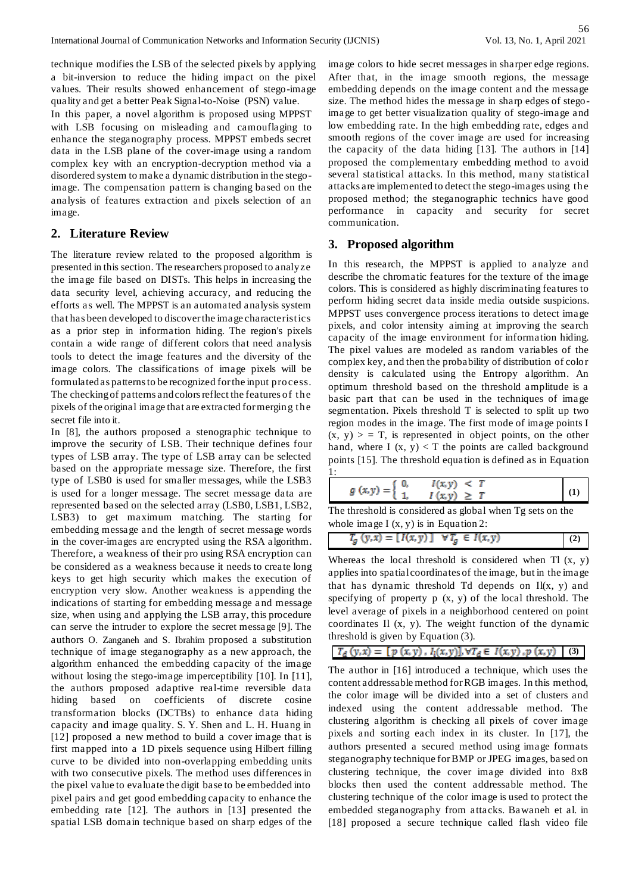technique modifies the LSB of the selected pixels by applying a bit-inversion to reduce the hiding impact on the pixel values. Their results showed enhancement of stego-image quality and get a better Peak Signal-to-Noise (PSN) value.

In this paper, a novel algorithm is proposed using MPPST with LSB focusing on misleading and camouflaging to enhance the steganography process. MPPST embeds secret data in the LSB plane of the cover-image using a random complex key with an encryption-decryption method via a disordered system to make a dynamic distribution in the stego-image. The compensation pattern is changing based on the analysis of features extraction and pixels selection of an image.

## 2. Literature Review

The literature review related to the proposed algorithm is presented in this section. The researchers proposed to analyze the image file based on DISTs. This helps in increasing the data security level, achieving accuracy, and reducing the efforts as well. The MPPST is an automated analysis system that has been developed to discover the image characteristics as a prior step in information hiding. The region's pixels contain a wide range of different colors that need analysis tools to detect the image features and the diversity of the image colors. The classifications of image pixels will be formulated as patterns to be recognized for the input process. The checking of patterns and colors reflect the features of the pixels of the original image that are extracted for merging the secret file into it.

In [8], the authors proposed a stenographic technique to improve the security of LSB. Their technique defines four types of LSB array. The type of LSB array can be selected based on the appropriate message size. Therefore, the first type of LSB0 is used for smaller messages, while the LSB3 is used for a longer message. The secret message data are represented based on the selected array (LSB0, LSB1, LSB2, LSB3) to get maximum matching. The starting for embedding message and the length of secret message words in the cover-images are encrypted using the RSA algorithm. Therefore, a weakness of their pro using RSA encryption can be considered as a weakness because it needs to create long keys to get high security which makes the execution of encryption very slow. Another weakness is appending the indications of starting for embedding message and message size, when using and applying the LSB array, this procedure can serve the intruder to explore the secret message [9]. The authors O. Zanganeh and S. Ibrahim proposed a substitution technique of image steganography as a new approach, the algorithm enhanced the embedding capacity of the image without losing the stego-image imperceptibility [10]. In [11], the authors proposed adaptive real-time reversible data hiding based on coefficients of discrete cosine transformation blocks (DCTBs) to enhance data hiding capacity and image quality. S. Y. Shen and L. H. Huang in [12] proposed a new method to build a cover image that is first mapped into a 1D pixels sequence using Hilbert filling curve to be divided into non-overlapping embedding units with two consecutive pixels. The method uses differences in the pixel value to evaluate the digit base to be embedded into pixel pairs and get good embedding capacity to enhance the embedding rate [12]. The authors in [13] presented the spatial LSB domain technique based on sharp edges of the image colors to hide secret messages in sharper edge regions. After that, in the image smooth regions, the message embedding depends on the image content and the message size. The method hides the message in sharp edges of stego-image to get better visualization quality of stego-image and low embedding rate. In the high embedding rate, edges and smooth regions of the cover image are used for increasing the capacity of the data hiding [13]. The authors in [14] proposed the complementary embedding method to avoid several statistical attacks. In this method, many statistical attacks are implemented to detect the stego-images using the proposed method; the steganographic technics have good performance in capacity and security for secret communication.

## 3. Proposed algorithm

In this research, the MPPST is applied to analyze and describe the chromatic features for the texture of the image colors. This is considered as highly discriminating features to perform hiding secret data inside media outside suspicions. MPPST uses convergence process iterations to detect image pixels, and color intensity aiming at improving the search capacity of the image environment for information hiding. The pixel values are modeled as random variables of the complex key, and then the probability of distribution of color density is calculated using the Entropy algorithm. An optimum threshold based on the threshold amplitude is a basic part that can be used in the techniques of image segmentation. Pixels threshold T is selected to split up two region modes in the image. The first mode of image points $I(x, y) >= T$, is represented in object points, on the other hand, where $I(x, y) < T$ the points are called background points [15]. The threshold equation is defined as in Equation 1:

$$g(x,y) = \begin{cases} 0, & I(x,y) < T \\ 1, & I(x,y) \geq T \end{cases} \quad (1)$$

The threshold is considered as global when Tg sets on the whole image $I(x, y)$ is in Equation 2:

$$T_g(y,x) = [I(x,y)] \quad \forall T_g \in I(x,y) \quad (2)$$

Whereas the local threshold is considered when $Tl(x, y)$ applies into spatial coordinates of the image, but in the image that has dynamic threshold Td depends on $Il(x, y)$ and specifying of property $p(x, y)$ of the local threshold. The level average of pixels in a neighborhood centered on point coordinates $Il(x, y)$. The weight function of the dynamic threshold is given by Equation (3).

$$T_d(y,x) = [p(x,y), I_l(x,y)], \forall T_d \in I(x,y), p(x,y) \quad (3)$$

The author in [16] introduced a technique, which uses the content addressable method for RGB images. In this method, the color image will be divided into a set of clusters and indexed using the content addressable method. The clustering algorithm is checking all pixels of cover image pixels and sorting each index in its cluster. In [17], the authors presented a secured method using image formats steganography technique for BMP or JPEG images, based on clustering technique, the cover image divided into 8x8 blocks then used the content addressable method. The clustering technique of the color image is used to protect the embedded steganography from attacks. Bawaneh et al. in [18] proposed a secure technique called flash video file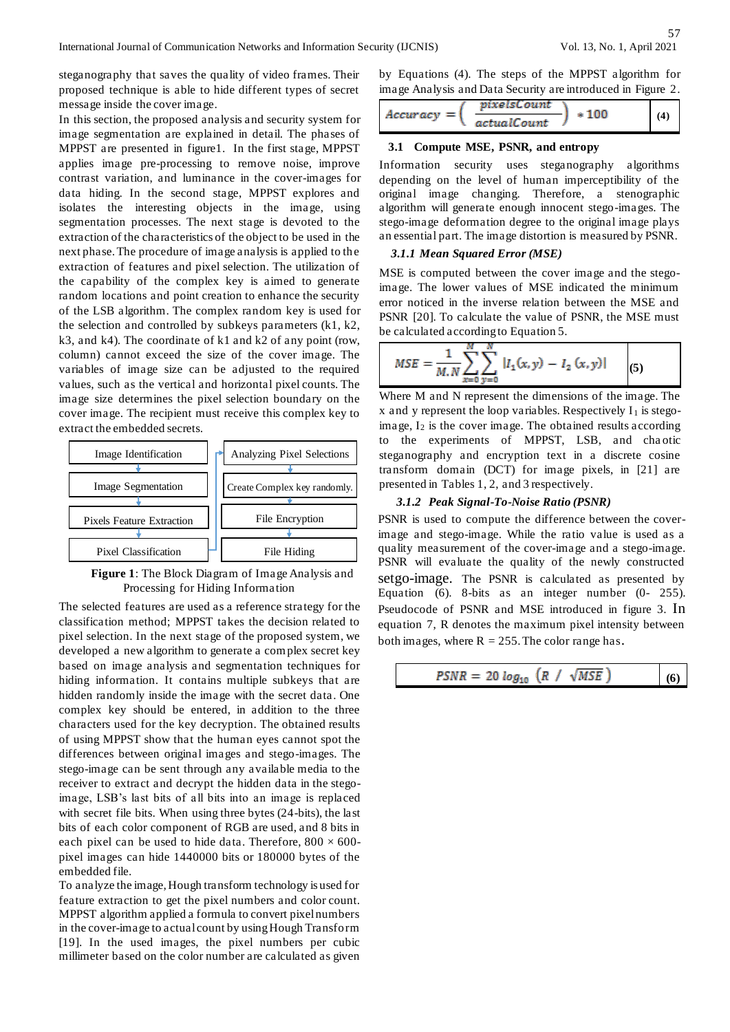steganography that saves the quality of video frames. Their proposed technique is able to hide different types of secret message inside the cover image.

In this section, the proposed analysis and security system for image segmentation are explained in detail. The phases of MPPST are presented in figure1. In the first stage, MPPST applies image pre-processing to remove noise, improve contrast variation, and luminance in the cover-images for data hiding. In the second stage, MPPST explores and isolates the interesting objects in the image, using segmentation processes. The next stage is devoted to the extraction of the characteristics of the object to be used in the next phase. The procedure of image analysis is applied to the extraction of features and pixel selection. The utilization of the capability of the complex key is aimed to generate random locations and point creation to enhance the security of the LSB algorithm. The complex random key is used for the selection and controlled by subkeys parameters (k1, k2, k3, and k4). The coordinate of k1 and k2 of any point (row, column) cannot exceed the size of the cover image. The variables of image size can be adjusted to the required values, such as the vertical and horizontal pixel counts. The image size determines the pixel selection boundary on the cover image. The recipient must receive this complex key to extract the embedded secrets.

| | |
|---|---|
| Image Identification | Analyzing Pixel Selections |
| Image Segmentation | Create Complex key randomly. |
| Pixels Feature Extraction | File Encryption |
| Pixel Classification | File Hiding |

**Figure 1**: The Block Diagram of Image Analysis and Processing for Hiding Information

The selected features are used as a reference strategy for the classification method; MPPST takes the decision related to pixel selection. In the next stage of the proposed system, we developed a new algorithm to generate a complex secret key based on image analysis and segmentation techniques for hiding information. It contains multiple subkeys that are hidden randomly inside the image with the secret data. One complex key should be entered, in addition to the three characters used for the key decryption. The obtained results of using MPPST show that the human eyes cannot spot the differences between original images and stego-images. The stego-image can be sent through any available media to the receiver to extract and decrypt the hidden data in the stego-image, LSB's last bits of all bits into an image is replaced with secret file bits. When using three bytes (24-bits), the last bits of each color component of RGB are used, and 8 bits in each pixel can be used to hide data. Therefore, 800 × 600-pixel images can hide 1440000 bits or 180000 bytes of the embedded file.

To analyze the image, Hough transform technology is used for feature extraction to get the pixel numbers and color count. MPPST algorithm applied a formula to convert pixel numbers in the cover-image to actual count by using Hough Transform [19]. In the used images, the pixel numbers per cubic millimeter based on the color number are calculated as given by Equations (4). The steps of the MPPST algorithm for image Analysis and Data Security are introduced in Figure 2.

$$Accuracy = \left( \frac{pixelsCount}{actualCount} \right) * 100 \quad (4)$$

### 3.1 Compute MSE, PSNR, and entropy

Information security uses steganography algorithms depending on the level of human imperceptibility of the original image changing. Therefore, a stenographic algorithm will generate enough innocent stego-images. The stego-image deformation degree to the original image plays an essential part. The image distortion is measured by PSNR.

#### *3.1.1 Mean Squared Error (MSE)*

MSE is computed between the cover image and the stego-image. The lower values of MSE indicated the minimum error noticed in the inverse relation between the MSE and PSNR [20]. To calculate the value of PSNR, the MSE must be calculated according to Equation 5.

$$MSE = \frac{1}{M.N} \sum_{x=0}^{M} \sum_{y=0}^{N} |I_1(x,y) - I_2(x,y)| \quad (5)$$

Where M and N represent the dimensions of the image. The x and y represent the loop variables. Respectively $I_1$ is stego-image, $I_2$ is the cover image. The obtained results according to the experiments of MPPST, LSB, and chaotic steganography and encryption text in a discrete cosine transform domain (DCT) for image pixels, in [21] are presented in Tables 1, 2, and 3 respectively.

#### *3.1.2 Peak Signal-To-Noise Ratio (PSNR)*

PSNR is used to compute the difference between the cover-image and stego-image. While the ratio value is used as a quality measurement of the cover-image and a stego-image. PSNR will evaluate the quality of the newly constructed setgo-image. The PSNR is calculated as presented by Equation (6). 8-bits as an integer number (0- 255). Pseudocode of PSNR and MSE introduced in figure 3. In equation 7, R denotes the maximum pixel intensity between both images, where R = 255. The color range has.

$$PSNR = 20 \log_{10} \left( R \ / \ \sqrt{MSE} \right) \quad (6)$$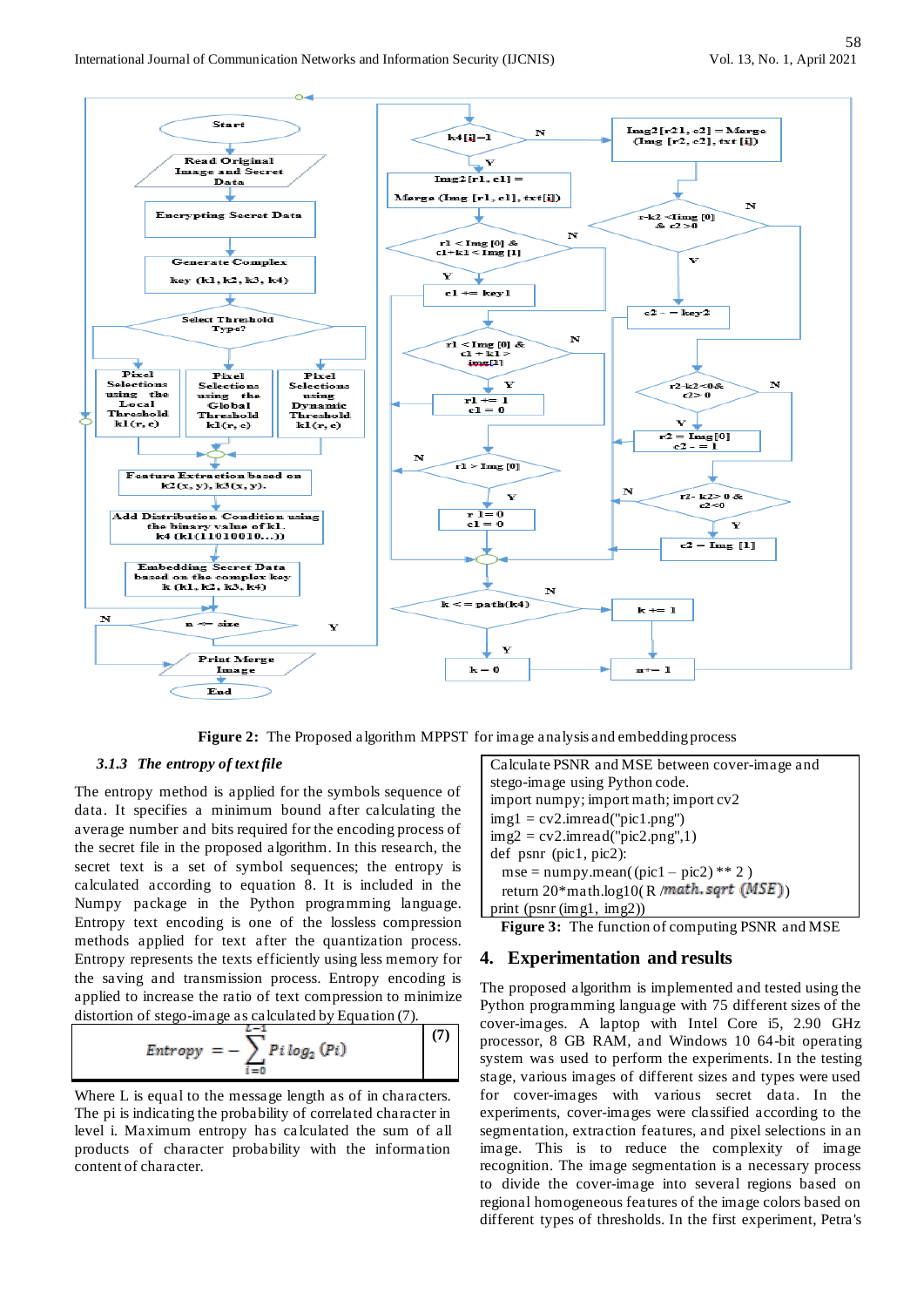Figure 2: The Proposed algorithm MPPST for image analysis and embedding process

### 3.1.3 The entropy of text file

The entropy method is applied for the symbols sequence of data. It specifies a minimum bound after calculating the average number and bits required for the encoding process of the secret file in the proposed algorithm. In this research, the secret text is a set of symbol sequences; the entropy is calculated according to equation 8. It is included in the Numpy package in the Python programming language. Entropy text encoding is one of the lossless compression methods applied for text after the quantization process. Entropy represents the text efficiently using less memory for the saving and transmission process. Entropy encoding is applied to increase the ratio of text compression to minimize distortion of stego-image as calculated by Equation (7).

$$Entropy = -\sum_{i=0}^{L-1} Pi \log_2 (Pi) \tag{7}$$

Where L is equal to the message length as of in characters. The pi is indicating the probability of correlated character in level i. Maximum entropy has calculated the sum of all products of character probability with the information content of character.

```
Calculate PSNR and MSE between cover-image and
stego-image using Python code.
import numpy; import math; import cv2
img1 = cv2.imread("pic1.png")
img2 = cv2.imread("pic2.png",1)
def psnr (pic1, pic2):
    mse = numpy.mean((pic1 – pic2) ** 2 )
    return 20*math.log10( R /math.sqrt (MSE))
print (psnr (img1, img2))
```

Figure 3: The function of computing PSNR and MSE

## 4. Experimentation and results

The proposed algorithm is implemented and tested using the Python programming language with 75 different sizes of the cover-images. A laptop with Intel Core i5, 2.90 GHz processor, 8 GB RAM, and Windows 10 64-bit operating system was used to perform the experiments. In the testing stage, various images of different sizes and types were used for cover-images with various secret data. In the experiments, cover-images were classified according to the segmentation, extraction features, and pixel selections in an image. This is to reduce the complexity of image recognition. The image segmentation is a necessary process to divide the cover-image into several regions based on regional homogeneous features of the image colors based on different types of thresholds. In the first experiment, Petra's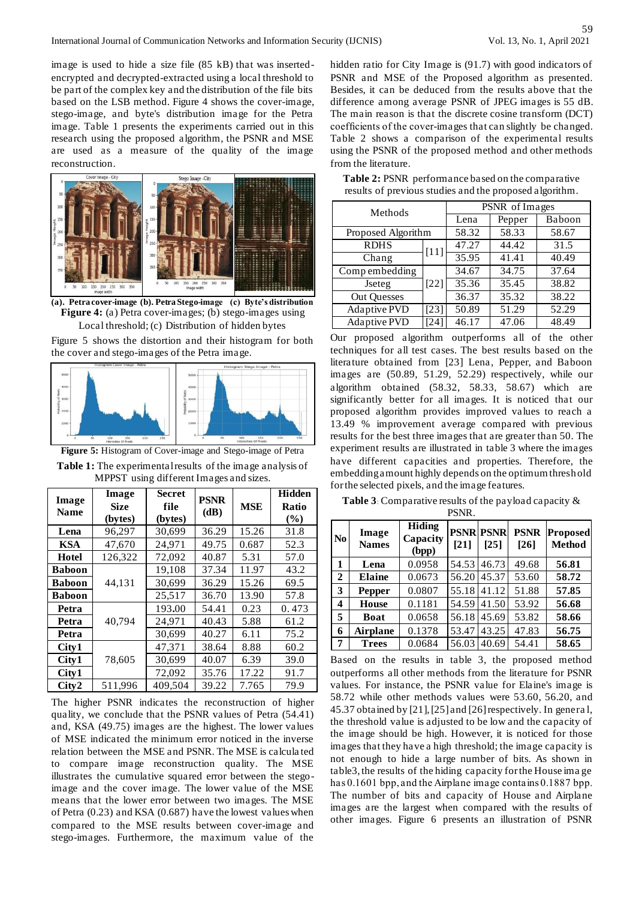image is used to hide a size file (85 kB) that was inserted-encrypted and decrypted-extracted using a local threshold to be part of the complex key and the distribution of the file bits based on the LSB method. Figure 4 shows the cover-image, stego-image, and byte's distribution image for the Petra image. Table 1 presents the experiments carried out in this research using the proposed algorithm, the PSNR and MSE are used as a measure of the quality of the image reconstruction.

**(a). Petra cover-image (b). Petra Stego-image (c) Byte's distribution**

**Figure 4:** (a) Petra cover-images; (b) stego-images using Local threshold; (c) Distribution of hidden bytes

Figure 5 shows the distortion and their histogram for both the cover and stego-images of the Petra image.

**Figure 5:** Histogram of Cover-image and Stego-image of Petra

**Table 1:** The experimental results of the image analysis of MPPST using different Images and sizes.

| Image Name | Image Size (bytes) | Secret file (bytes) | PSNR (dB) | MSE | Hidden Ratio (%) |
|---|---|---|---|---|---|
| **Lena** | 96,297 | 30,699 | 36.29 | 15.26 | 31.8 |
| **KSA** | 47,670 | 24,971 | 49.75 | 0.687 | 52.3 |
| **Hotel** | 126,322 | 72,092 | 40.87 | 5.31 | 57.0 |
| **Baboon** | 44,131 | 19,108 | 37.34 | 11.97 | 43.2 |
| **Baboon** | | 30,699 | 36.29 | 15.26 | 69.5 |
| **Baboon** | | 25,517 | 36.70 | 13.90 | 57.8 |
| **Petra** | 40,794 | 193.00 | 54.41 | 0.23 | 0.473 |
| **Petra** | | 24,971 | 40.43 | 5.88 | 61.2 |
| **Petra** | | 30,699 | 40.27 | 6.11 | 75.2 |
| **City1** | 78,605 | 47,371 | 38.64 | 8.88 | 60.2 |
| **City1** | | 30,699 | 40.07 | 6.39 | 39.0 |
| **City1** | | 72,092 | 35.76 | 17.22 | 91.7 |
| **City2** | 511,996 | 409,504 | 39.22 | 7.765 | 79.9 |

The higher PSNR indicates the reconstruction of higher quality, we conclude that the PSNR values of Petra (54.41) and, KSA (49.75) images are the highest. The lower values of MSE indicated the minimum error noticed in the inverse relation between the MSE and PSNR. The MSE is calculated to compare image reconstruction quality. The MSE illustrates the cumulative squared error between the stego-image and the cover image. The lower value of the MSE means that the lower error between two images. The MSE of Petra (0.23) and KSA (0.687) have the lowest values when compared to the MSE results between cover-image and stego-images. Furthermore, the maximum value of the hidden ratio for City Image is (91.7) with good indicators of PSNR and MSE of the Proposed algorithm as presented. Besides, it can be deduced from the results above that the difference among average PSNR of JPEG images is 55 dB. The main reason is that the discrete cosine transform (DCT) coefficients of the cover-images that can slightly be changed. Table 2 shows a comparison of the experimental results using the PSNR of the proposed method and other methods from the literature.

**Table 2:** PSNR performance based on the comparative results of previous studies and the proposed algorithm.

| Methods | | PSNR of Images | | |
|---|---|---|---|---|
| | | Lena | Pepper | Baboon |
| Proposed Algorithm | | 58.32 | 58.33 | 58.67 |
| RDHS | [11] | 47.27 | 44.42 | 31.5 |
| Chang | | 35.95 | 41.41 | 40.49 |
| Comp embedding | [22] | 34.67 | 34.75 | 37.64 |
| Jseteg | | 35.36 | 35.45 | 38.82 |
| Out Quesses | | 36.37 | 35.32 | 38.22 |
| Adaptive PVD | [23] | 50.89 | 51.29 | 52.29 |
| Adaptive PVD | [24] | 46.17 | 47.06 | 48.49 |

Our proposed algorithm outperforms all of the other techniques for all test cases. The best results based on the literature obtained from [23] Lena, Pepper, and Baboon images are (50.89, 51.29, 52.29) respectively, while our algorithm obtained (58.32, 58.33, 58.67) which are significantly better for all images. It is noticed that our proposed algorithm provides improved values to reach a 13.49 % improvement average compared with previous results for the best three images that are greater than 50. The experiment results are illustrated in table 3 where the images have different capacities and properties. Therefore, the embedding amount highly depends on the optimum threshold for the selected pixels, and the image features.

**Table 3**: Comparative results of the payload capacity & PSNR.

| No | Image Names | Hiding Capacity (bpp) | PSNR [21] | PSNR [25] | PSNR [26] | Proposed Method |
|---|---|---|---|---|---|---|
| **1** | **Lena** | 0.0958 | 54.53 | 46.73 | 49.68 | **56.81** |
| **2** | **Elaine** | 0.0673 | 56.20 | 45.37 | 53.60 | **58.72** |
| **3** | **Pepper** | 0.0807 | 55.18 | 41.12 | 51.88 | **57.85** |
| **4** | **House** | 0.1181 | 54.59 | 41.50 | 53.92 | **56.68** |
| **5** | **Boat** | 0.0658 | 56.18 | 45.69 | 53.82 | **58.66** |
| **6** | **Airplane** | 0.1378 | 53.47 | 43.25 | 47.83 | **56.75** |
| **7** | **Trees** | 0.0684 | 56.03 | 40.69 | 54.41 | **58.65** |

Based on the results in table 3, the proposed method outperforms all other methods from the literature for PSNR values. For instance, the PSNR value for Elaine's image is 58.72 while other methods values were 53.60, 56.20, and 45.37 obtained by [21], [25] and [26] respectively. In general, the threshold value is adjusted to be low and the capacity of the image should be high. However, it is noticed for those images that they have a high threshold; the image capacity is not enough to hide a large number of bits. As shown in table3, the results of the hiding capacity for the House image has 0.1601 bpp, and the Airplane image contains 0.1887 bpp. The number of bits and capacity of House and Airplane images are the largest when compared with the results of other images. Figure 6 presents an illustration of PSNR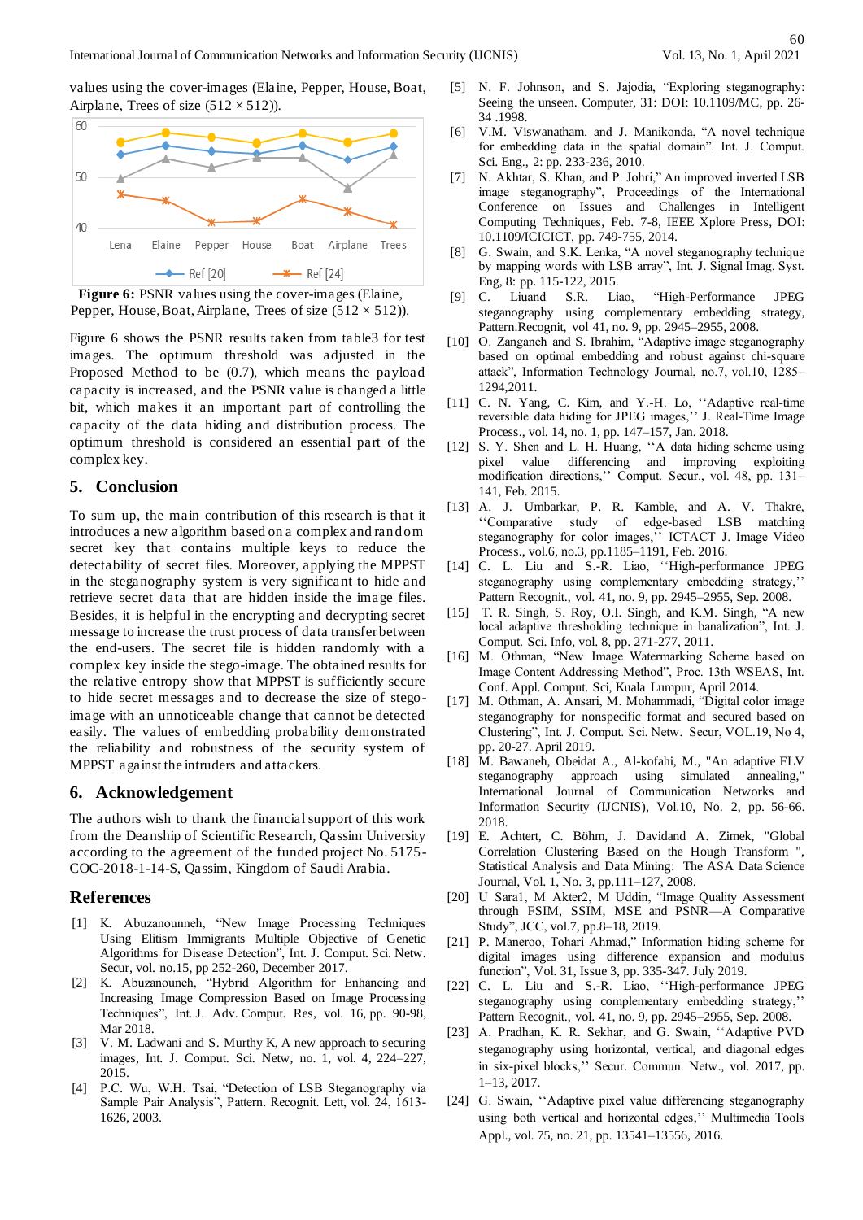values using the cover-images (Elaine, Pepper, House, Boat, Airplane, Trees of size (512 × 512)).

**Figure 6:** PSNR values using the cover-images (Elaine, Pepper, House, Boat, Airplane, Trees of size (512 × 512)).

Figure 6 shows the PSNR results taken from table3 for test images. The optimum threshold was adjusted in the Proposed Method to be (0.7), which means the payload capacity is increased, and the PSNR value is changed a little bit, which makes it an important part of controlling the capacity of the data hiding and distribution process. The optimum threshold is considered an essential part of the complex key.

## 5. Conclusion

To sum up, the main contribution of this research is that it introduces a new algorithm based on a complex and random secret key that contains multiple keys to reduce the detectability of secret files. Moreover, applying the MPPST in the steganography system is very significant to hide and retrieve secret data that are hidden inside the image files. Besides, it is helpful in the encrypting and decrypting secret message to increase the trust process of data transfer between the end-users. The secret file is hidden randomly with a complex key inside the stego-image. The obtained results for the relative entropy show that MPPST is sufficiently secure to hide secret messages and to decrease the size of stego-image with an unnoticeable change that cannot be detected easily. The values of embedding probability demonstrated the reliability and robustness of the security system of MPPST against the intruders and attackers.

## 6. Acknowledgement

The authors wish to thank the financial support of this work from the Deanship of Scientific Research, Qassim University according to the agreement of the funded project No. 5175-COC-2018-1-14-S, Qassim, Kingdom of Saudi Arabia.

## References

[1] K. Abuzanouneh, "New Image Processing Techniques Using Elitism Immigrants Multiple Objective of Genetic Algorithms for Disease Detection", Int. J. Comput. Sci. Netw. Secur, vol. no.15, pp 252-260, December 2017.

[2] K. Abuzanouneh, "Hybrid Algorithm for Enhancing and Increasing Image Compression Based on Image Processing Techniques", Int. J. Adv. Comput. Res, vol. 16, pp. 90-98, Mar 2018.

[3] V. M. Ladwani and S. Murthy K, A new approach to securing images, Int. J. Comput. Sci. Netw, no. 1, vol. 4, 224–227, 2015.

[4] P.C. Wu, W.H. Tsai, "Detection of LSB Steganography via Sample Pair Analysis", Pattern. Recognit. Lett, vol. 24, 1613-1626, 2003.

[5] N. F. Johnson, and S. Jajodia, "Exploring steganography: Seeing the unseen. Computer, 31: DOI: 10.1109/MC, pp. 26-34 .1998.

[6] V.M. Viswanatham. and J. Manikonda, "A novel technique for embedding data in the spatial domain". Int. J. Comput. Sci. Eng., 2: pp. 233-236, 2010.

[7] N. Akhtar, S. Khan, and P. Johri," An improved inverted LSB image steganography", Proceedings of the International Conference on Issues and Challenges in Intelligent Computing Techniques, Feb. 7-8, IEEE Xplore Press, DOI: 10.1109/ICICT, pp. 749-755, 2014.

[8] G. Swain, and S.K. Lenka, "A novel steganography technique by mapping words with LSB array", Int. J. Signal Imag. Syst. Eng, 8: pp. 115-122, 2015.

[9] C. Liuand S.R. Liao, "High-Performance JPEG steganography using complementary embedding strategy, Pattern.Recognit, vol 41, no. 9, pp. 2945–2955, 2008.

[10] O. Zanganeh and S. Ibrahim, "Adaptive image steganography based on optimal embedding and robust against chi-square attack", Information Technology Journal, no.7, vol.10, 1285–1294,2011.

[11] C. N. Yang, C. Kim, and Y.-H. Lo, ''Adaptive real-time reversible data hiding for JPEG images,'' J. Real-Time Image Process., vol. 14, no. 1, pp. 147–157, Jan. 2018.

[12] S. Y. Shen and L. H. Huang, ''A data hiding scheme using pixel value differencing and improving exploiting modification directions,'' Comput. Secur., vol. 48, pp. 131–141, Feb. 2015.

[13] A. J. Umbarkar, P. R. Kamble, and A. V. Thakre, ''Comparative study of edge-based LSB matching steganography for color images,'' ICTACT J. Image Video Process., vol.6, no.3, pp.1185–1191, Feb. 2016.

[14] C. L. Liu and S.-R. Liao, ''High-performance JPEG steganography using complementary embedding strategy,'' Pattern Recognit., vol. 41, no. 9, pp. 2945–2955, Sep. 2008.

[15] T. R. Singh, S. Roy, O.I. Singh, and K.M. Singh, "A new local adaptive thresholding technique in banalization", Int. J. Comput. Sci. Info, vol. 8, pp. 271-277, 2011.

[16] M. Othman, "New Image Watermarking Scheme based on Image Content Addressing Method", Proc. 13th WSEAS, Int. Conf. Appl. Comput. Sci, Kuala Lumpur, April 2014.

[17] M. Othman, A. Ansari, M. Mohammadi, "Digital color image steganography for nonspecific format and secured based on Clustering", Int. J. Comput. Sci. Netw. Secur, VOL.19, No 4, pp. 20-27. April 2019.

[18] M. Bawaneh, Obeidat A., Al-kofahi, M., "An adaptive FLV steganography approach using simulated annealing," International Journal of Communication Networks and Information Security (IJCNIS), Vol.10, No. 2, pp. 56-66. 2018.

[19] E. Achtert, C. Böhm, J. Davidand A. Zimek, "Global Correlation Clustering Based on the Hough Transform ", Statistical Analysis and Data Mining: The ASA Data Science Journal, Vol. 1, No. 3, pp.111–127, 2008.

[20] U Sara1, M Akter2, M Uddin, "Image Quality Assessment through FSIM, SSIM, MSE and PSNR—A Comparative Study", JCC, vol.7, pp.8–18, 2019.

[21] P. Maneroo, Tohari Ahmad," Information hiding scheme for digital images using difference expansion and modulus function", Vol. 31, Issue 3, pp. 335-347. July 2019.

[22] C. L. Liu and S.-R. Liao, ''High-performance JPEG steganography using complementary embedding strategy,'' Pattern Recognit., vol. 41, no. 9, pp. 2945–2955, Sep. 2008.

[23] A. Pradhan, K. R. Sekhar, and G. Swain, ''Adaptive PVD steganography using horizontal, vertical, and diagonal edges in six-pixel blocks,'' Secur. Commun. Netw., vol. 2017, pp. 1–13, 2017.

[24] G. Swain, ''Adaptive pixel value differencing steganography using both vertical and horizontal edges,'' Multimedia Tools Appl., vol. 75, no. 21, pp. 13541–13556, 2016.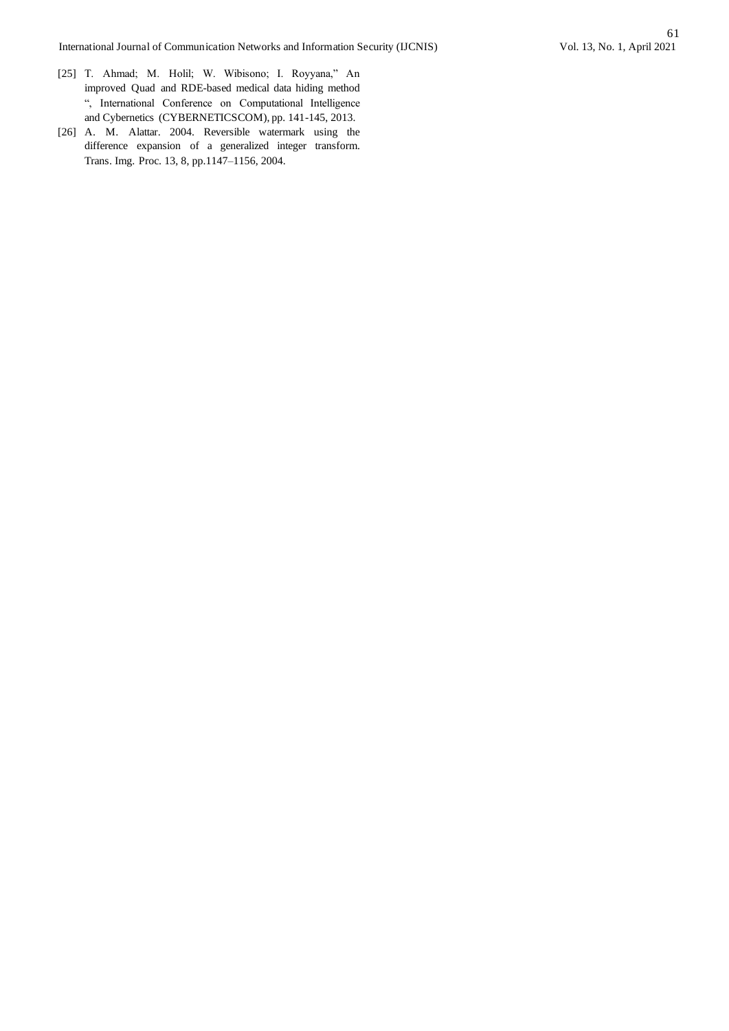[25] T. Ahmad; M. Holil; W. Wibisono; I. Royyana," An improved Quad and RDE-based medical data hiding method ", International Conference on Computational Intelligence and Cybernetics (CYBERNETICSCOM), pp. 141-145, 2013.

[26] A. M. Alattar. 2004. Reversible watermark using the difference expansion of a generalized integer transform. Trans. Img. Proc. 13, 8, pp.1147–1156, 2004.